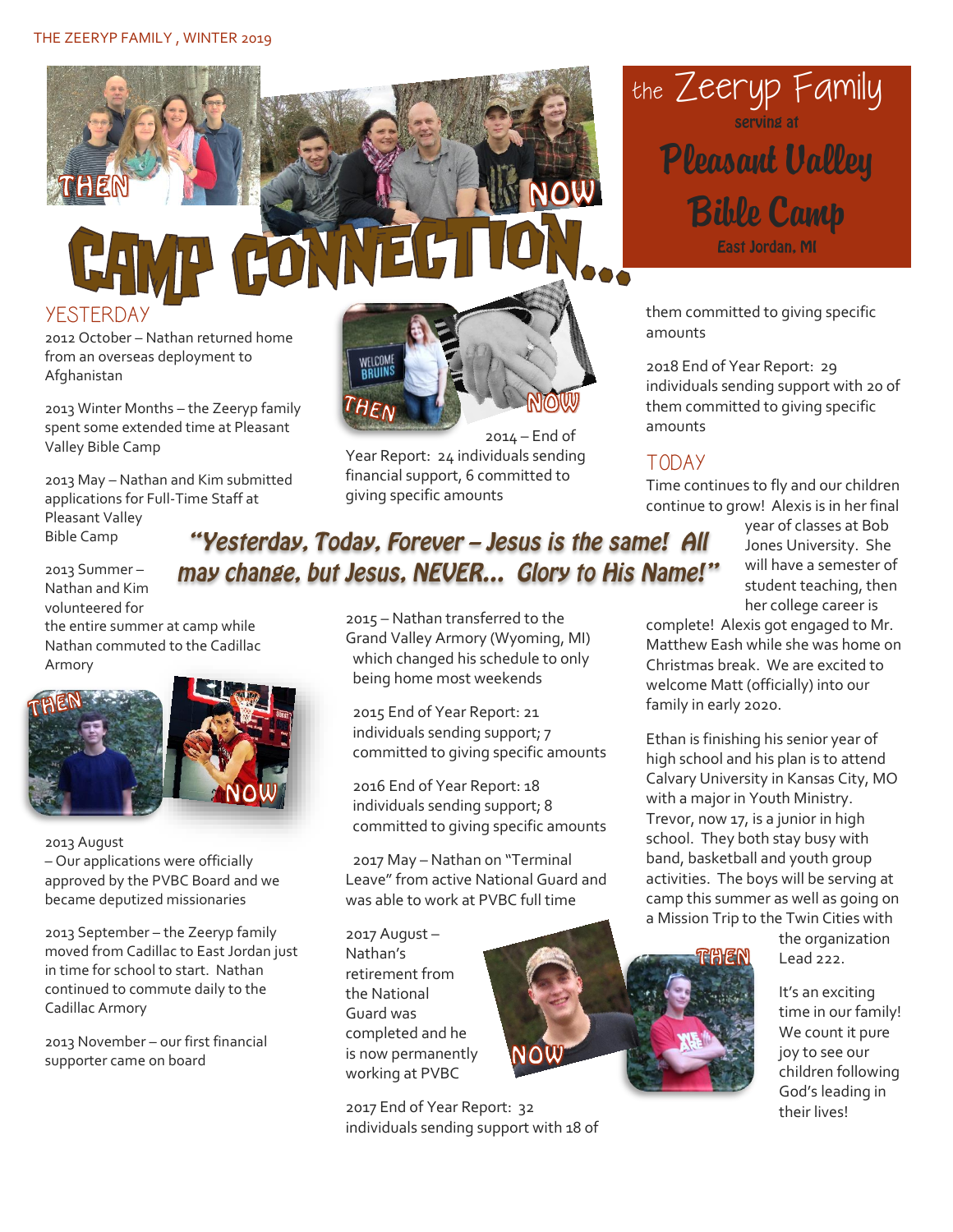# CAMP CONNECTION...

## the Zeeryp Family

serving at

## Pleasant Valley Bible Camp

East Jordan, MI

## YESTERDAY

2012 October – Nathan returned home from an overseas deployment to Afghanistan

2013 Winter Months – the Zeeryp family spent some extended time at Pleasant Valley Bible Camp

2013 May – Nathan and Kim submitted applications for Full-Time Staff at Pleasant Valley Bible Camp

2013 Summer – Nathan and Kim volunteered for the entire summer at camp while Nathan commuted to the Cadillac Armory

2013 August – Our applications were officially approved by the PVBC Board and we became deputized missionaries

2013 September – the Zeeryp family moved from Cadillac to East Jordan just in time for school to start. Nathan continued to commute daily to the Cadillac Armory

2013 November – our first financial supporter came on board

2014 – End of Year Report: 24 individuals sending financial support, 6 committed to giving specific amounts

***"Yesterday, Today, Forever – Jesus is the same! All may change, but Jesus, NEVER... Glory to His Name!"***

2015 – Nathan transferred to the Grand Valley Armory (Wyoming, MI) which changed his schedule to only being home most weekends

2015 End of Year Report: 21 individuals sending support; 7 committed to giving specific amounts

2016 End of Year Report: 18 individuals sending support; 8 committed to giving specific amounts

2017 May – Nathan on "Terminal Leave" from active National Guard and was able to work at PVBC full time

2017 August – Nathan's retirement from the National Guard was completed and he is now permanently working at PVBC

2017 End of Year Report: 32 individuals sending support with 18 of them committed to giving specific amounts

2018 End of Year Report: 29 individuals sending support with 20 of them committed to giving specific amounts

## TODAY

Time continues to fly and our children continue to grow! Alexis is in her final year of classes at Bob Jones University. She will have a semester of student teaching, then her college career is complete! Alexis got engaged to Mr. Matthew Eash while she was home on Christmas break. We are excited to welcome Matt (officially) into our family in early 2020.

Ethan is finishing his senior year of high school and his plan is to attend Calvary University in Kansas City, MO with a major in Youth Ministry. Trevor, now 17, is a junior in high school. They both stay busy with band, basketball and youth group activities. The boys will be serving at camp this summer as well as going on a Mission Trip to the Twin Cities with the organization Lead 222.

It's an exciting time in our family! We count it pure joy to see our children following God's leading in their lives!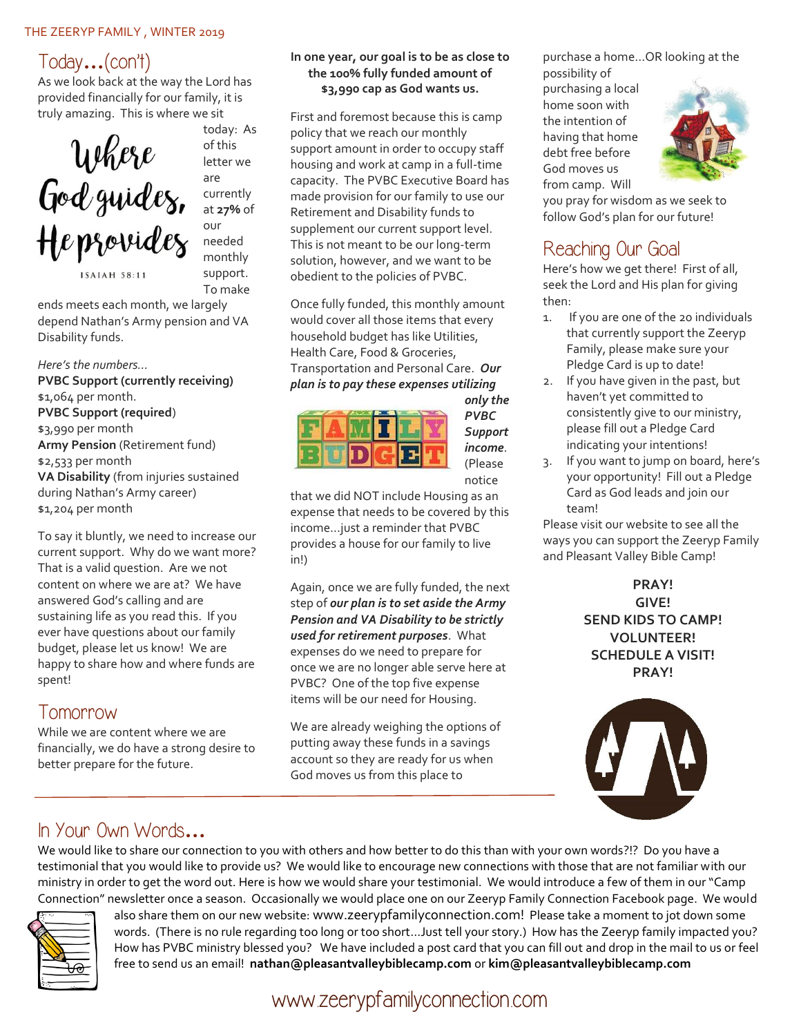## Today…(con't)

As we look back at the way the Lord has provided financially for our family, it is truly amazing. This is where we sit today: As of this letter we are currently at **27%** of our needed monthly support. To make ends meets each month, we largely depend Nathan's Army pension and VA Disability funds.

Where God guides, He provides
ISAIAH 58:11

*Here's the numbers…*

**PVBC Support (currently receiving)**
$1,064 per month.
**PVBC Support (required)**
$3,990 per month
**Army Pension** (Retirement fund)
$2,533 per month
**VA Disability** (from injuries sustained during Nathan's Army career)
$1,204 per month

To say it bluntly, we need to increase our current support. Why do we want more? That is a valid question. Are we not content on where we are at? We have answered God's calling and are sustaining life as you read this. If you ever have questions about our family budget, please let us know! We are happy to share how and where funds are spent!

## Tomorrow

While we are content where we are financially, we do have a strong desire to better prepare for the future.

**In one year, our goal is to be as close to the 100% fully funded amount of $3,990 cap as God wants us.**

First and foremost because this is camp policy that we reach our monthly support amount in order to occupy staff housing and work at camp in a full-time capacity. The PVBC Executive Board has made provision for our family to use our Retirement and Disability funds to supplement our current support level. This is not meant to be our long-term solution, however, and we want to be obedient to the policies of PVBC.

Once fully funded, this monthly amount would cover all those items that every household budget has like Utilities, Health Care, Food & Groceries, Transportation and Personal Care. ***Our plan is to pay these expenses utilizing only the PVBC Support income***. (Please notice that we did NOT include Housing as an expense that needs to be covered by this income…just a reminder that PVBC provides a house for our family to live in!)

FAMILY BUDGET

Again, once we are fully funded, the next step of ***our plan is to set aside the Army Pension and VA Disability to be strictly used for retirement purposes***. What expenses do we need to prepare for once we are no longer able serve here at PVBC? One of the top five expense items will be our need for Housing.

We are already weighing the options of putting away these funds in a savings account so they are ready for us when God moves us from this place to purchase a home…OR looking at the possibility of purchasing a local home soon with the intention of having that home debt free before God moves us from camp. Will you pray for wisdom as we seek to follow God's plan for our future!

## Reaching Our Goal

Here's how we get there! First of all, seek the Lord and His plan for giving then:

1. If you are one of the 20 individuals that currently support the Zeeryp Family, please make sure your Pledge Card is up to date!
2. If you have given in the past, but haven't yet committed to consistently give to our ministry, please fill out a Pledge Card indicating your intentions!
3. If you want to jump on board, here's your opportunity! Fill out a Pledge Card as God leads and join our team!

Please visit our website to see all the ways you can support the Zeeryp Family and Pleasant Valley Bible Camp!

**PRAY!**
**GIVE!**
**SEND KIDS TO CAMP!**
**VOLUNTEER!**
**SCHEDULE A VISIT!**
**PRAY!**

## In Your Own Words…

We would like to share our connection to you with others and how better to do this than with your own words?!? Do you have a testimonial that you would like to provide us? We would like to encourage new connections with those that are not familiar with our ministry in order to get the word out. Here is how we would share your testimonial. We would introduce a few of them in our "Camp Connection" newsletter once a season. Occasionally we would place one on our Zeeryp Family Connection Facebook page. We would also share them on our new website: www.zeerypfamilyconnection.com! Please take a moment to jot down some words. (There is no rule regarding too long or too short…Just tell your story.) How has the Zeeryp family impacted you? How has PVBC ministry blessed you? We have included a post card that you can fill out and drop in the mail to us or feel free to send us an email! **nathan@pleasantvalleybiblecamp.com** or **kim@pleasantvalleybiblecamp.com**

www.zeerypfamilyconnection.com